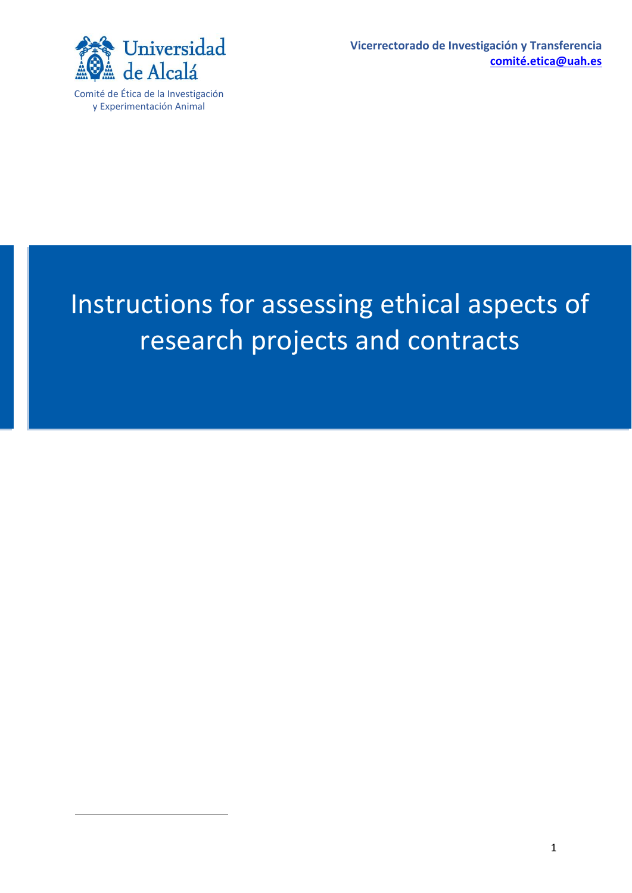Universidad de Alcalá

Comité de Ética de la Investigación y Experimentación Animal

**Vicerrectorado de Investigación y Transferencia**
**comité.etica@uah.es**

# Instructions for assessing ethical aspects of research projects and contracts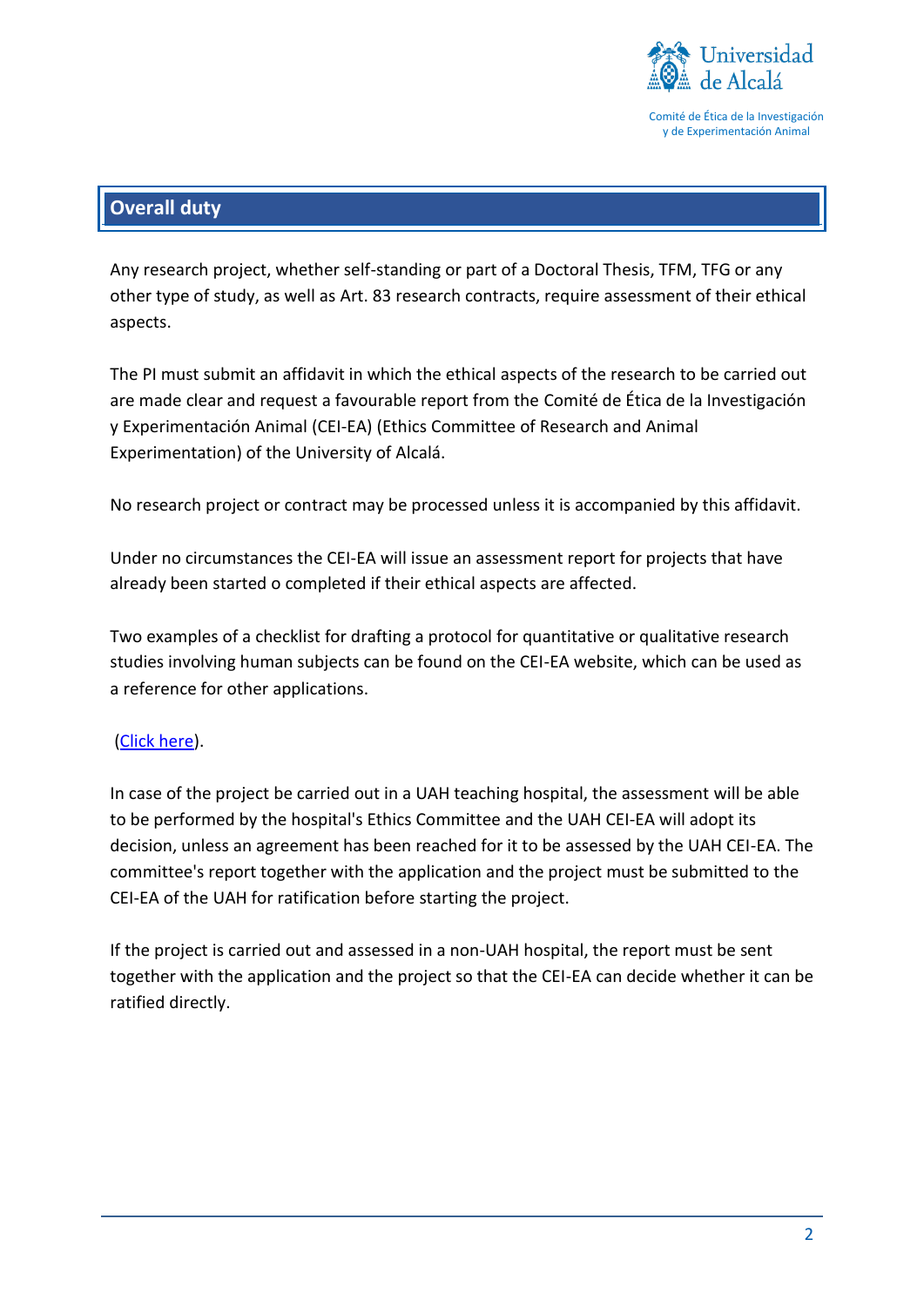## Overall duty

Any research project, whether self-standing or part of a Doctoral Thesis, TFM, TFG or any other type of study, as well as Art. 83 research contracts, require assessment of their ethical aspects.

The PI must submit an affidavit in which the ethical aspects of the research to be carried out are made clear and request a favourable report from the Comité de Ética de la Investigación y Experimentación Animal (CEI-EA) (Ethics Committee of Research and Animal Experimentation) of the University of Alcalá.

No research project or contract may be processed unless it is accompanied by this affidavit.

Under no circumstances the CEI-EA will issue an assessment report for projects that have already been started o completed if their ethical aspects are affected.

Two examples of a checklist for drafting a protocol for quantitative or qualitative research studies involving human subjects can be found on the CEI-EA website, which can be used as a reference for other applications.

(Click here).

In case of the project be carried out in a UAH teaching hospital, the assessment will be able to be performed by the hospital's Ethics Committee and the UAH CEI-EA will adopt its decision, unless an agreement has been reached for it to be assessed by the UAH CEI-EA. The committee's report together with the application and the project must be submitted to the CEI-EA of the UAH for ratification before starting the project.

If the project is carried out and assessed in a non-UAH hospital, the report must be sent together with the application and the project so that the CEI-EA can decide whether it can be ratified directly.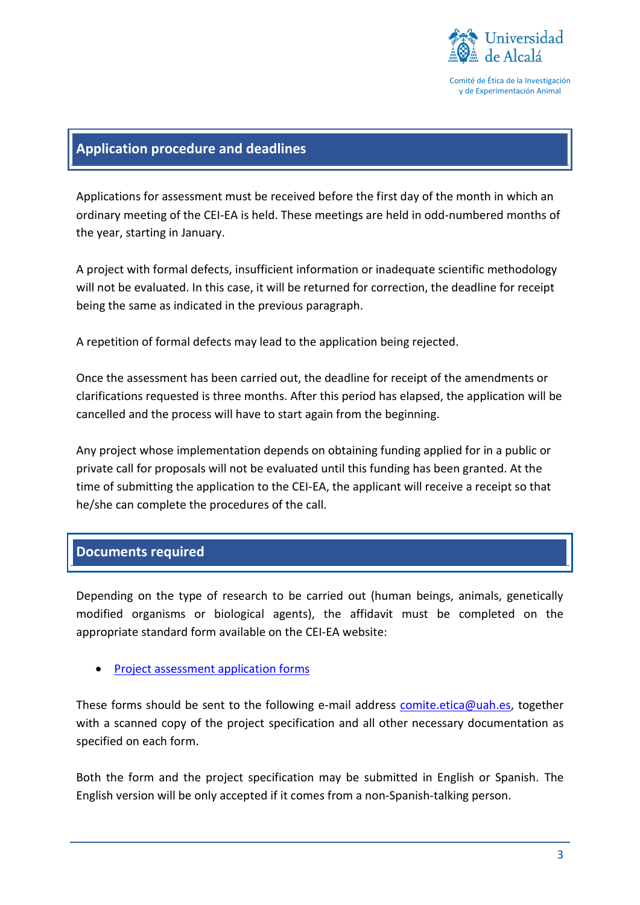## Application procedure and deadlines

Applications for assessment must be received before the first day of the month in which an ordinary meeting of the CEI-EA is held. These meetings are held in odd-numbered months of the year, starting in January.

A project with formal defects, insufficient information or inadequate scientific methodology will not be evaluated. In this case, it will be returned for correction, the deadline for receipt being the same as indicated in the previous paragraph.

A repetition of formal defects may lead to the application being rejected.

Once the assessment has been carried out, the deadline for receipt of the amendments or clarifications requested is three months. After this period has elapsed, the application will be cancelled and the process will have to start again from the beginning.

Any project whose implementation depends on obtaining funding applied for in a public or private call for proposals will not be evaluated until this funding has been granted. At the time of submitting the application to the CEI-EA, the applicant will receive a receipt so that he/she can complete the procedures of the call.

## Documents required

Depending on the type of research to be carried out (human beings, animals, genetically modified organisms or biological agents), the affidavit must be completed on the appropriate standard form available on the CEI-EA website:

- Project assessment application forms

These forms should be sent to the following e-mail address comite.etica@uah.es, together with a scanned copy of the project specification and all other necessary documentation as specified on each form.

Both the form and the project specification may be submitted in English or Spanish. The English version will be only accepted if it comes from a non-Spanish-talking person.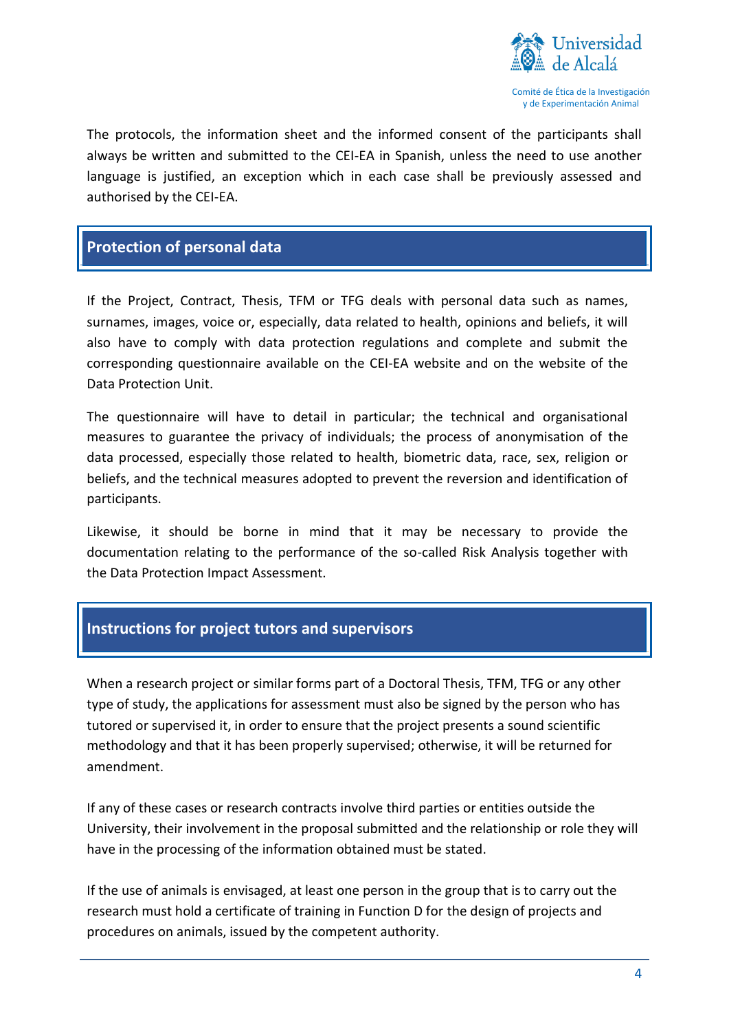The protocols, the information sheet and the informed consent of the participants shall always be written and submitted to the CEI-EA in Spanish, unless the need to use another language is justified, an exception which in each case shall be previously assessed and authorised by the CEI-EA.

## Protection of personal data

If the Project, Contract, Thesis, TFM or TFG deals with personal data such as names, surnames, images, voice or, especially, data related to health, opinions and beliefs, it will also have to comply with data protection regulations and complete and submit the corresponding questionnaire available on the CEI-EA website and on the website of the Data Protection Unit.

The questionnaire will have to detail in particular; the technical and organisational measures to guarantee the privacy of individuals; the process of anonymisation of the data processed, especially those related to health, biometric data, race, sex, religion or beliefs, and the technical measures adopted to prevent the reversion and identification of participants.

Likewise, it should be borne in mind that it may be necessary to provide the documentation relating to the performance of the so-called Risk Analysis together with the Data Protection Impact Assessment.

## Instructions for project tutors and supervisors

When a research project or similar forms part of a Doctoral Thesis, TFM, TFG or any other type of study, the applications for assessment must also be signed by the person who has tutored or supervised it, in order to ensure that the project presents a sound scientific methodology and that it has been properly supervised; otherwise, it will be returned for amendment.

If any of these cases or research contracts involve third parties or entities outside the University, their involvement in the proposal submitted and the relationship or role they will have in the processing of the information obtained must be stated.

If the use of animals is envisaged, at least one person in the group that is to carry out the research must hold a certificate of training in Function D for the design of projects and procedures on animals, issued by the competent authority.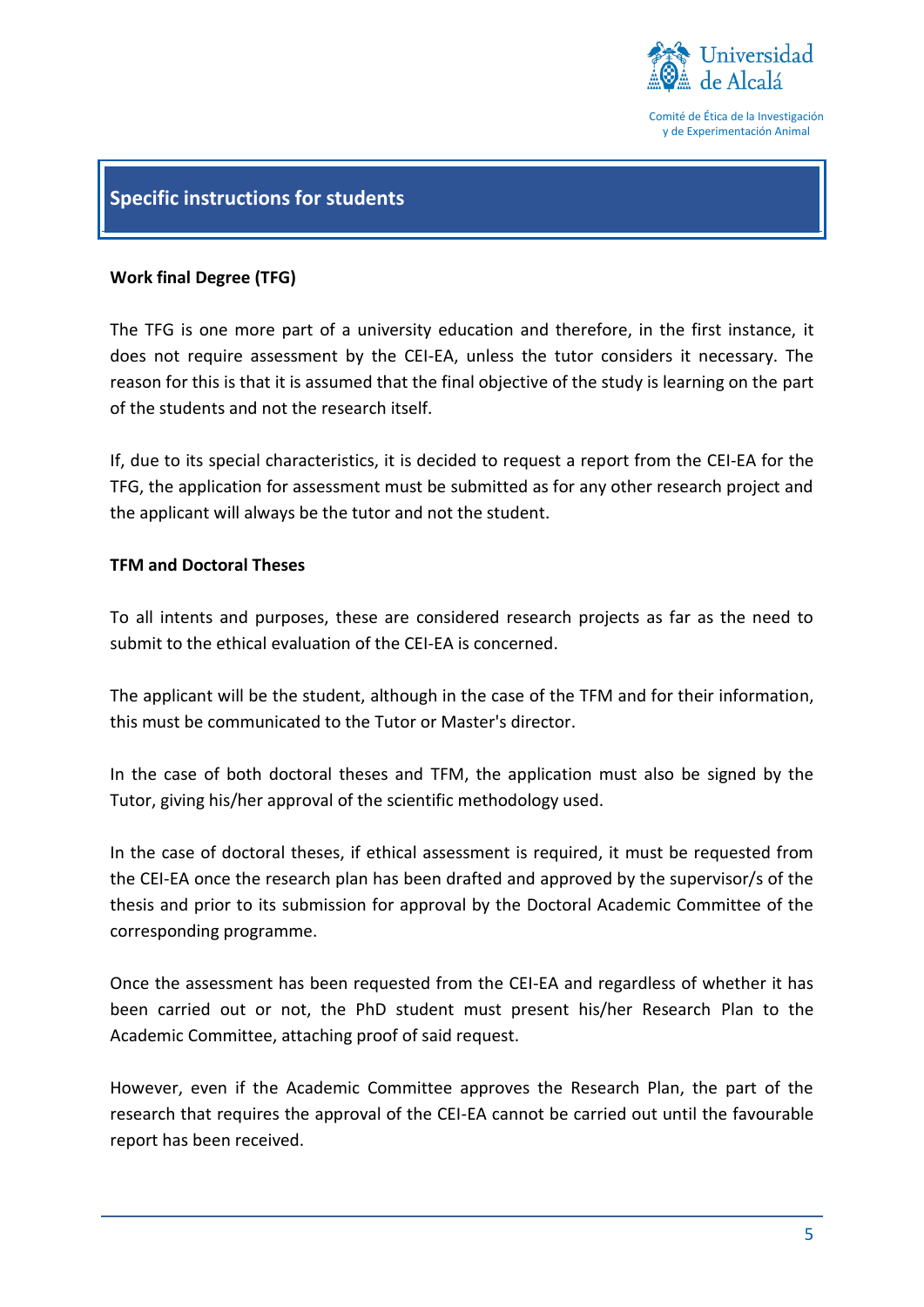## Specific instructions for students

**Work final Degree (TFG)**

The TFG is one more part of a university education and therefore, in the first instance, it does not require assessment by the CEI-EA, unless the tutor considers it necessary. The reason for this is that it is assumed that the final objective of the study is learning on the part of the students and not the research itself.

If, due to its special characteristics, it is decided to request a report from the CEI-EA for the TFG, the application for assessment must be submitted as for any other research project and the applicant will always be the tutor and not the student.

**TFM and Doctoral Theses**

To all intents and purposes, these are considered research projects as far as the need to submit to the ethical evaluation of the CEI-EA is concerned.

The applicant will be the student, although in the case of the TFM and for their information, this must be communicated to the Tutor or Master's director.

In the case of both doctoral theses and TFM, the application must also be signed by the Tutor, giving his/her approval of the scientific methodology used.

In the case of doctoral theses, if ethical assessment is required, it must be requested from the CEI-EA once the research plan has been drafted and approved by the supervisor/s of the thesis and prior to its submission for approval by the Doctoral Academic Committee of the corresponding programme.

Once the assessment has been requested from the CEI-EA and regardless of whether it has been carried out or not, the PhD student must present his/her Research Plan to the Academic Committee, attaching proof of said request.

However, even if the Academic Committee approves the Research Plan, the part of the research that requires the approval of the CEI-EA cannot be carried out until the favourable report has been received.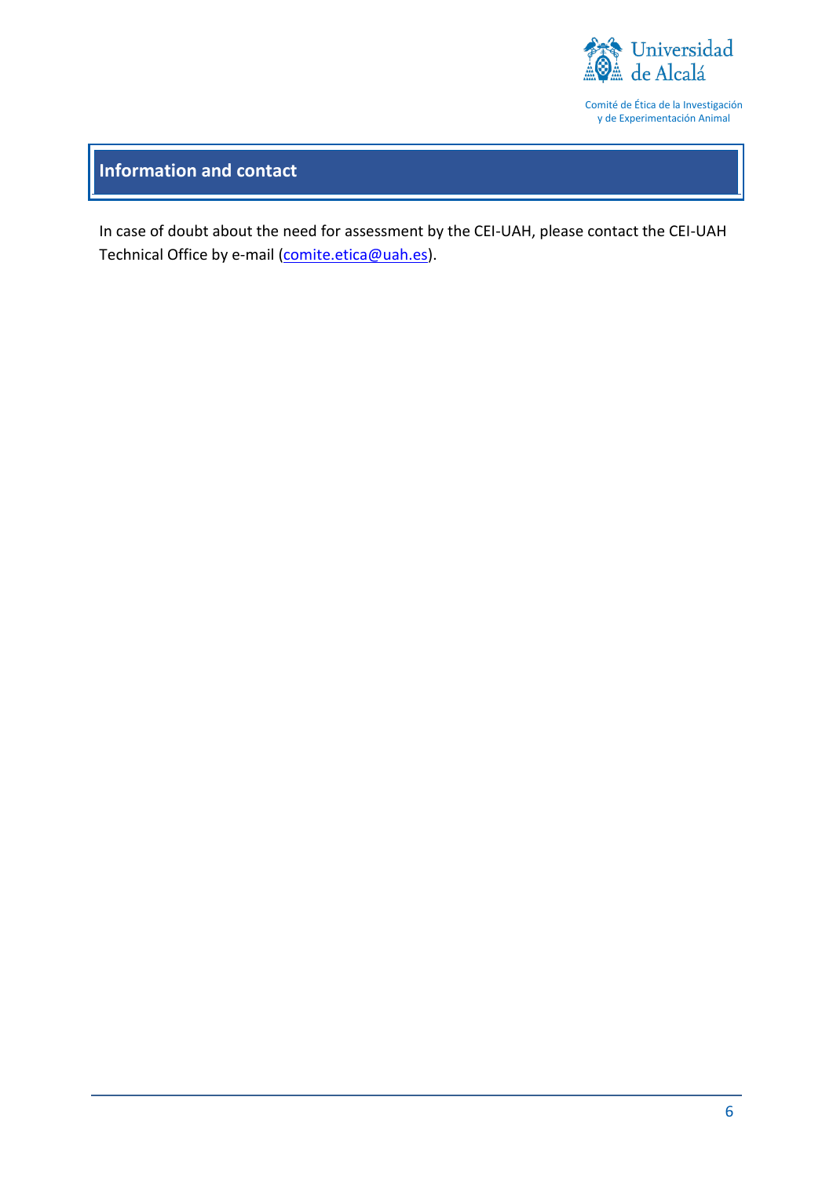## Information and contact

In case of doubt about the need for assessment by the CEI-UAH, please contact the CEI-UAH Technical Office by e-mail (comite.etica@uah.es).